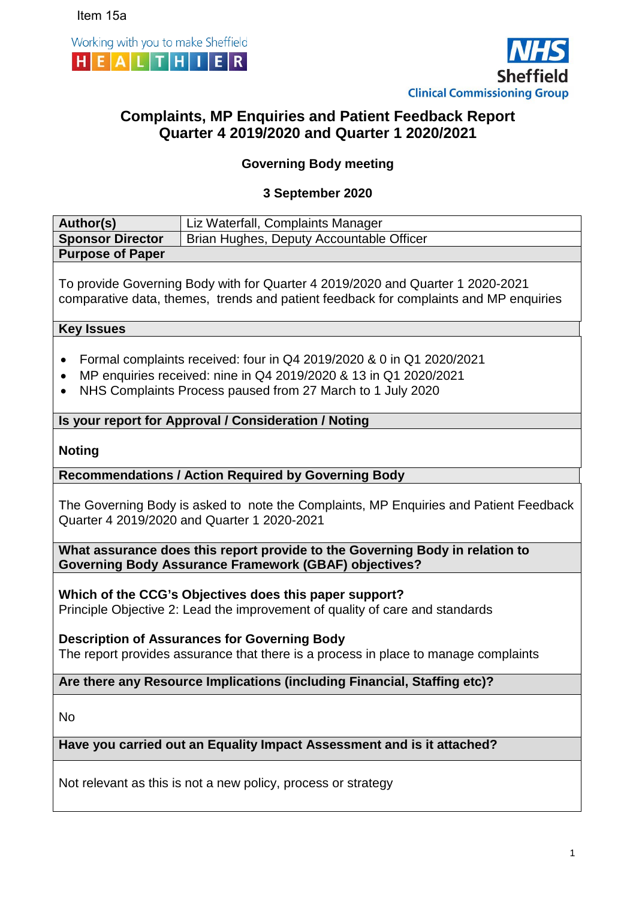Item 15a

Working with you to make Sheffield HEALTHIER

NHS Sheffield Clinical Commissioning Group

# Complaints, MP Enquiries and Patient Feedback Report Quarter 4 2019/2020 and Quarter 1 2020/2021

### Governing Body meeting

### 3 September 2020

| **Author(s)** | Liz Waterfall, Complaints Manager |
|---|---|
| **Sponsor Director** | Brian Hughes, Deputy Accountable Officer |

**Purpose of Paper**

To provide Governing Body with for Quarter 4 2019/2020 and Quarter 1 2020-2021 comparative data, themes, trends and patient feedback for complaints and MP enquiries

**Key Issues**

- Formal complaints received: four in Q4 2019/2020 & 0 in Q1 2020/2021
- MP enquiries received: nine in Q4 2019/2020 & 13 in Q1 2020/2021
- NHS Complaints Process paused from 27 March to 1 July 2020

**Is your report for Approval / Consideration / Noting**

**Noting**

**Recommendations / Action Required by Governing Body**

The Governing Body is asked to note the Complaints, MP Enquiries and Patient Feedback Quarter 4 2019/2020 and Quarter 1 2020-2021

**What assurance does this report provide to the Governing Body in relation to Governing Body Assurance Framework (GBAF) objectives?**

**Which of the CCG's Objectives does this paper support?**
Principle Objective 2: Lead the improvement of quality of care and standards

**Description of Assurances for Governing Body**
The report provides assurance that there is a process in place to manage complaints

**Are there any Resource Implications (including Financial, Staffing etc)?**

No

**Have you carried out an Equality Impact Assessment and is it attached?**

Not relevant as this is not a new policy, process or strategy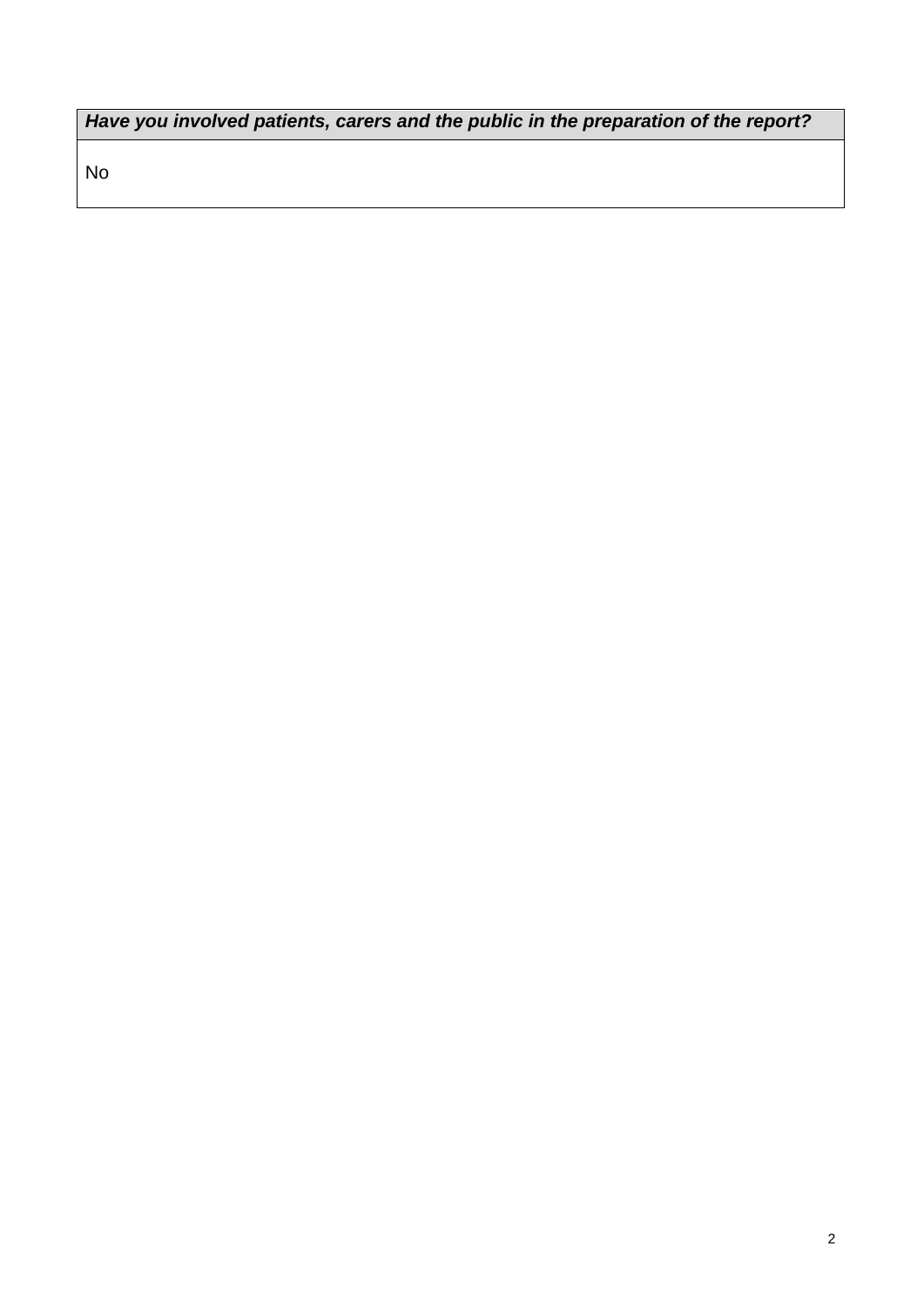| ***Have you involved patients, carers and the public in the preparation of the report?*** |
| --- |
| No |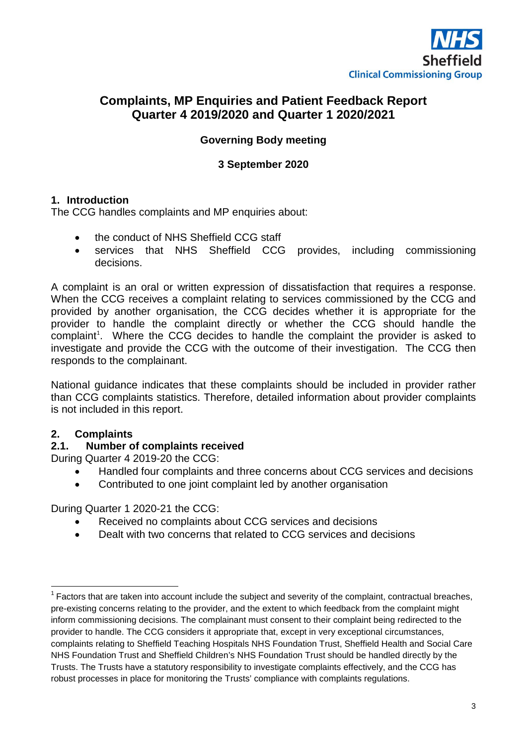NHS Sheffield Clinical Commissioning Group

# Complaints, MP Enquiries and Patient Feedback Report Quarter 4 2019/2020 and Quarter 1 2020/2021

**Governing Body meeting**

**3 September 2020**

## 1. Introduction

The CCG handles complaints and MP enquiries about:

- the conduct of NHS Sheffield CCG staff
- services that NHS Sheffield CCG provides, including commissioning decisions.

A complaint is an oral or written expression of dissatisfaction that requires a response. When the CCG receives a complaint relating to services commissioned by the CCG and provided by another organisation, the CCG decides whether it is appropriate for the provider to handle the complaint directly or whether the CCG should handle the complaint[1]. Where the CCG decides to handle the complaint the provider is asked to investigate and provide the CCG with the outcome of their investigation. The CCG then responds to the complainant.

National guidance indicates that these complaints should be included in provider rather than CCG complaints statistics. Therefore, detailed information about provider complaints is not included in this report.

## 2. Complaints

### 2.1. Number of complaints received

During Quarter 4 2019-20 the CCG:

- Handled four complaints and three concerns about CCG services and decisions
- Contributed to one joint complaint led by another organisation

During Quarter 1 2020-21 the CCG:

- Received no complaints about CCG services and decisions
- Dealt with two concerns that related to CCG services and decisions

---

[1] Factors that are taken into account include the subject and severity of the complaint, contractual breaches, pre-existing concerns relating to the provider, and the extent to which feedback from the complaint might inform commissioning decisions. The complainant must consent to their complaint being redirected to the provider to handle. The CCG considers it appropriate that, except in very exceptional circumstances, complaints relating to Sheffield Teaching Hospitals NHS Foundation Trust, Sheffield Health and Social Care NHS Foundation Trust and Sheffield Children's NHS Foundation Trust should be handled directly by the Trusts. The Trusts have a statutory responsibility to investigate complaints effectively, and the CCG has robust processes in place for monitoring the Trusts' compliance with complaints regulations.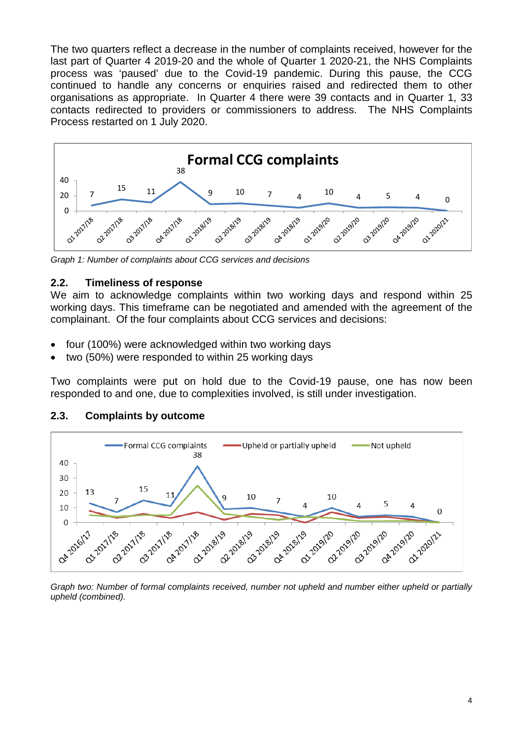The two quarters reflect a decrease in the number of complaints received, however for the last part of Quarter 4 2019-20 and the whole of Quarter 1 2020-21, the NHS Complaints process was 'paused' due to the Covid-19 pandemic. During this pause, the CCG continued to handle any concerns or enquiries raised and redirected them to other organisations as appropriate. In Quarter 4 there were 39 contacts and in Quarter 1, 33 contacts redirected to providers or commissioners to address. The NHS Complaints Process restarted on 1 July 2020.

*Graph 1: Number of complaints about CCG services and decisions*

## 2.2. Timeliness of response

We aim to acknowledge complaints within two working days and respond within 25 working days. This timeframe can be negotiated and amended with the agreement of the complainant. Of the four complaints about CCG services and decisions:

- four (100%) were acknowledged within two working days
- two (50%) were responded to within 25 working days

Two complaints were put on hold due to the Covid-19 pause, one has now been responded to and one, due to complexities involved, is still under investigation.

## 2.3. Complaints by outcome

*Graph two: Number of formal complaints received, number not upheld and number either upheld or partially upheld (combined).*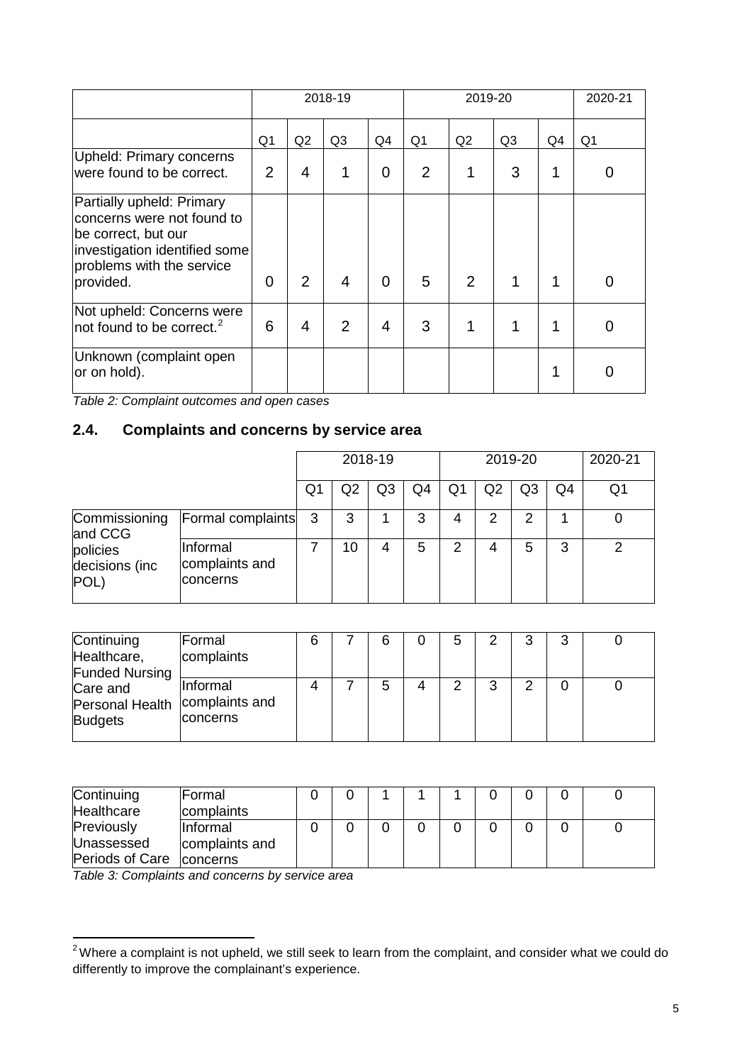| | 2018-19 | | | | 2019-20 | | | | 2020-21 |
|---|---|---|---|---|---|---|---|---|---|
| | Q1 | Q2 | Q3 | Q4 | Q1 | Q2 | Q3 | Q4 | Q1 |
| Upheld: Primary concerns were found to be correct. | 2 | 4 | 1 | 0 | 2 | 1 | 3 | 1 | 0 |
| Partially upheld: Primary concerns were not found to be correct, but our investigation identified some problems with the service provided. | 0 | 2 | 4 | 0 | 5 | 2 | 1 | 1 | 0 |
| Not upheld: Concerns were not found to be correct.[2] | 6 | 4 | 2 | 4 | 3 | 1 | 1 | 1 | 0 |
| Unknown (complaint open or on hold). | | | | | | | | 1 | 0 |

*Table 2: Complaint outcomes and open cases*

## 2.4. Complaints and concerns by service area

| | | 2018-19 | | | | 2019-20 | | | | 2020-21 |
|---|---|---|---|---|---|---|---|---|---|---|
| | | Q1 | Q2 | Q3 | Q4 | Q1 | Q2 | Q3 | Q4 | Q1 |
| Commissioning and CCG policies decisions (inc POL) | Formal complaints | 3 | 3 | 1 | 3 | 4 | 2 | 2 | 1 | 0 |
| | Informal complaints and concerns | 7 | 10 | 4 | 5 | 2 | 4 | 5 | 3 | 2 |
| Continuing Healthcare, Funded Nursing Care and Personal Health Budgets | Formal complaints | 6 | 7 | 6 | 0 | 5 | 2 | 3 | 3 | 0 |
| | Informal complaints and concerns | 4 | 7 | 5 | 4 | 2 | 3 | 2 | 0 | 0 |
| Continuing Healthcare Previously Unassessed Periods of Care | Formal complaints | 0 | 0 | 1 | 1 | 1 | 0 | 0 | 0 | 0 |
| | Informal complaints and concerns | 0 | 0 | 0 | 0 | 0 | 0 | 0 | 0 | 0 |

*Table 3: Complaints and concerns by service area*

---

[2] Where a complaint is not upheld, we still seek to learn from the complaint, and consider what we could do differently to improve the complainant's experience.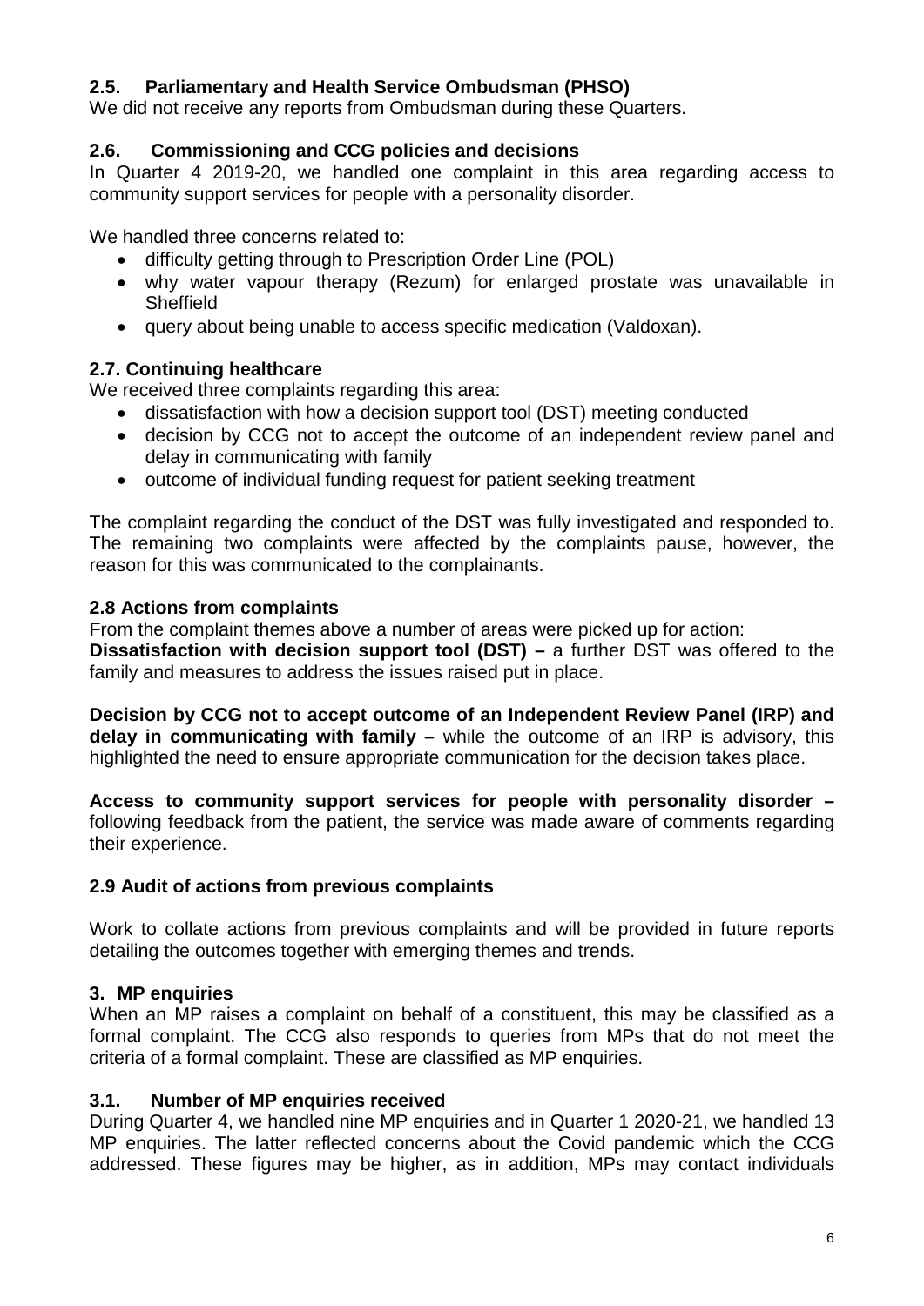### 2.5. Parliamentary and Health Service Ombudsman (PHSO)

We did not receive any reports from Ombudsman during these Quarters.

### 2.6. Commissioning and CCG policies and decisions

In Quarter 4 2019-20, we handled one complaint in this area regarding access to community support services for people with a personality disorder.

We handled three concerns related to:

- difficulty getting through to Prescription Order Line (POL)
- why water vapour therapy (Rezum) for enlarged prostate was unavailable in Sheffield
- query about being unable to access specific medication (Valdoxan).

### 2.7. Continuing healthcare

We received three complaints regarding this area:

- dissatisfaction with how a decision support tool (DST) meeting conducted
- decision by CCG not to accept the outcome of an independent review panel and delay in communicating with family
- outcome of individual funding request for patient seeking treatment

The complaint regarding the conduct of the DST was fully investigated and responded to. The remaining two complaints were affected by the complaints pause, however, the reason for this was communicated to the complainants.

### 2.8 Actions from complaints

From the complaint themes above a number of areas were picked up for action:

**Dissatisfaction with decision support tool (DST) –** a further DST was offered to the family and measures to address the issues raised put in place.

**Decision by CCG not to accept outcome of an Independent Review Panel (IRP) and delay in communicating with family –** while the outcome of an IRP is advisory, this highlighted the need to ensure appropriate communication for the decision takes place.

**Access to community support services for people with personality disorder –** following feedback from the patient, the service was made aware of comments regarding their experience.

### 2.9 Audit of actions from previous complaints

Work to collate actions from previous complaints and will be provided in future reports detailing the outcomes together with emerging themes and trends.

## 3. MP enquiries

When an MP raises a complaint on behalf of a constituent, this may be classified as a formal complaint. The CCG also responds to queries from MPs that do not meet the criteria of a formal complaint. These are classified as MP enquiries.

### 3.1. Number of MP enquiries received

During Quarter 4, we handled nine MP enquiries and in Quarter 1 2020-21, we handled 13 MP enquiries. The latter reflected concerns about the Covid pandemic which the CCG addressed. These figures may be higher, as in addition, MPs may contact individuals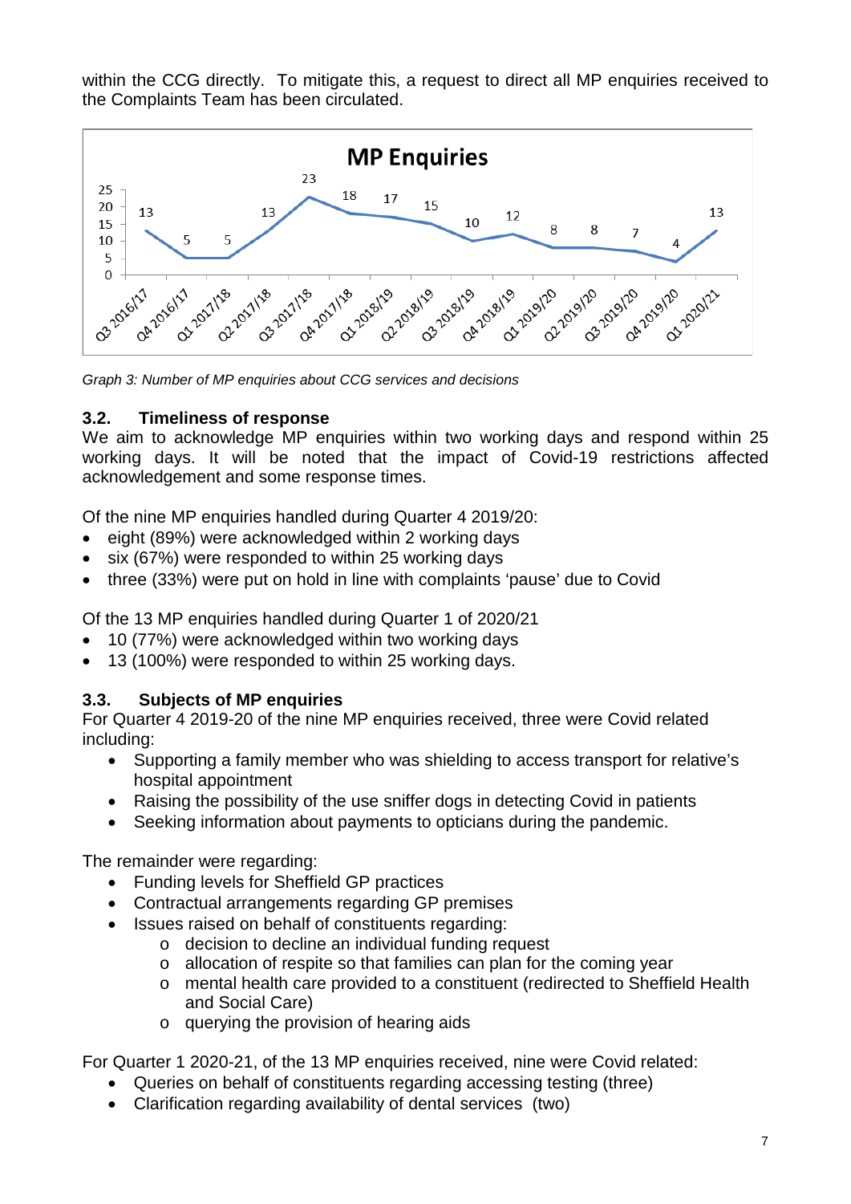within the CCG directly. To mitigate this, a request to direct all MP enquiries received to the Complaints Team has been circulated.

**MP Enquiries**

| Quarter | Q3 2016/17 | Q4 2016/17 | Q1 2017/18 | Q2 2017/18 | Q3 2017/18 | Q4 2017/18 | Q1 2018/19 | Q2 2018/19 | Q3 2018/19 | Q4 2018/19 | Q1 2019/20 | Q2 2019/20 | Q3 2019/20 | Q4 2019/20 | Q1 2020/21 |
|---|---|---|---|---|---|---|---|---|---|---|---|---|---|---|---|
| MP Enquiries | 13 | 5 | 5 | 13 | 23 | 18 | 17 | 15 | 10 | 12 | 8 | 8 | 7 | 4 | 13 |

*Graph 3: Number of MP enquiries about CCG services and decisions*

### 3.2. Timeliness of response

We aim to acknowledge MP enquiries within two working days and respond within 25 working days. It will be noted that the impact of Covid-19 restrictions affected acknowledgement and some response times.

Of the nine MP enquiries handled during Quarter 4 2019/20:

- eight (89%) were acknowledged within 2 working days
- six (67%) were responded to within 25 working days
- three (33%) were put on hold in line with complaints 'pause' due to Covid

Of the 13 MP enquiries handled during Quarter 1 of 2020/21

- 10 (77%) were acknowledged within two working days
- 13 (100%) were responded to within 25 working days.

### 3.3. Subjects of MP enquiries

For Quarter 4 2019-20 of the nine MP enquiries received, three were Covid related including:

- Supporting a family member who was shielding to access transport for relative's hospital appointment
- Raising the possibility of the use sniffer dogs in detecting Covid in patients
- Seeking information about payments to opticians during the pandemic.

The remainder were regarding:

- Funding levels for Sheffield GP practices
- Contractual arrangements regarding GP premises
- Issues raised on behalf of constituents regarding:
  - decision to decline an individual funding request
  - allocation of respite so that families can plan for the coming year
  - mental health care provided to a constituent (redirected to Sheffield Health and Social Care)
  - querying the provision of hearing aids

For Quarter 1 2020-21, of the 13 MP enquiries received, nine were Covid related:

- Queries on behalf of constituents regarding accessing testing (three)
- Clarification regarding availability of dental services (two)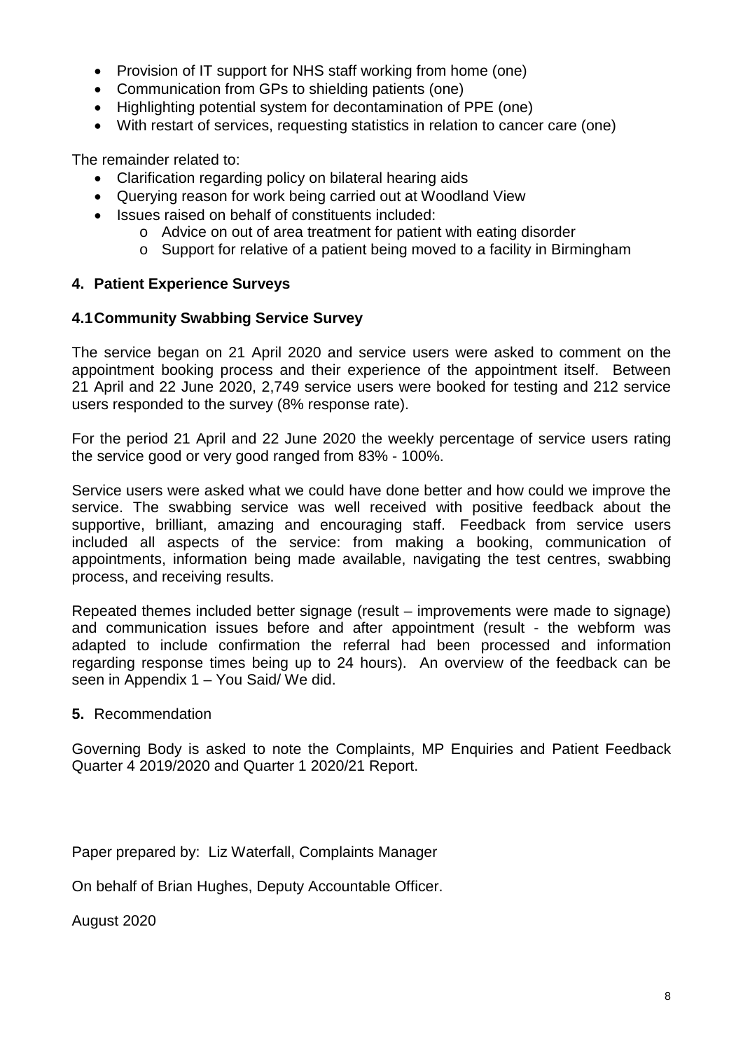- Provision of IT support for NHS staff working from home (one)
- Communication from GPs to shielding patients (one)
- Highlighting potential system for decontamination of PPE (one)
- With restart of services, requesting statistics in relation to cancer care (one)

The remainder related to:

- Clarification regarding policy on bilateral hearing aids
- Querying reason for work being carried out at Woodland View
- Issues raised on behalf of constituents included:
  - Advice on out of area treatment for patient with eating disorder
  - Support for relative of a patient being moved to a facility in Birmingham

## 4. Patient Experience Surveys

### 4.1 Community Swabbing Service Survey

The service began on 21 April 2020 and service users were asked to comment on the appointment booking process and their experience of the appointment itself. Between 21 April and 22 June 2020, 2,749 service users were booked for testing and 212 service users responded to the survey (8% response rate).

For the period 21 April and 22 June 2020 the weekly percentage of service users rating the service good or very good ranged from 83% - 100%.

Service users were asked what we could have done better and how could we improve the service. The swabbing service was well received with positive feedback about the supportive, brilliant, amazing and encouraging staff. Feedback from service users included all aspects of the service: from making a booking, communication of appointments, information being made available, navigating the test centres, swabbing process, and receiving results.

Repeated themes included better signage (result – improvements were made to signage) and communication issues before and after appointment (result - the webform was adapted to include confirmation the referral had been processed and information regarding response times being up to 24 hours). An overview of the feedback can be seen in Appendix 1 – You Said/ We did.

**5.** Recommendation

Governing Body is asked to note the Complaints, MP Enquiries and Patient Feedback Quarter 4 2019/2020 and Quarter 1 2020/21 Report.

Paper prepared by: Liz Waterfall, Complaints Manager

On behalf of Brian Hughes, Deputy Accountable Officer.

August 2020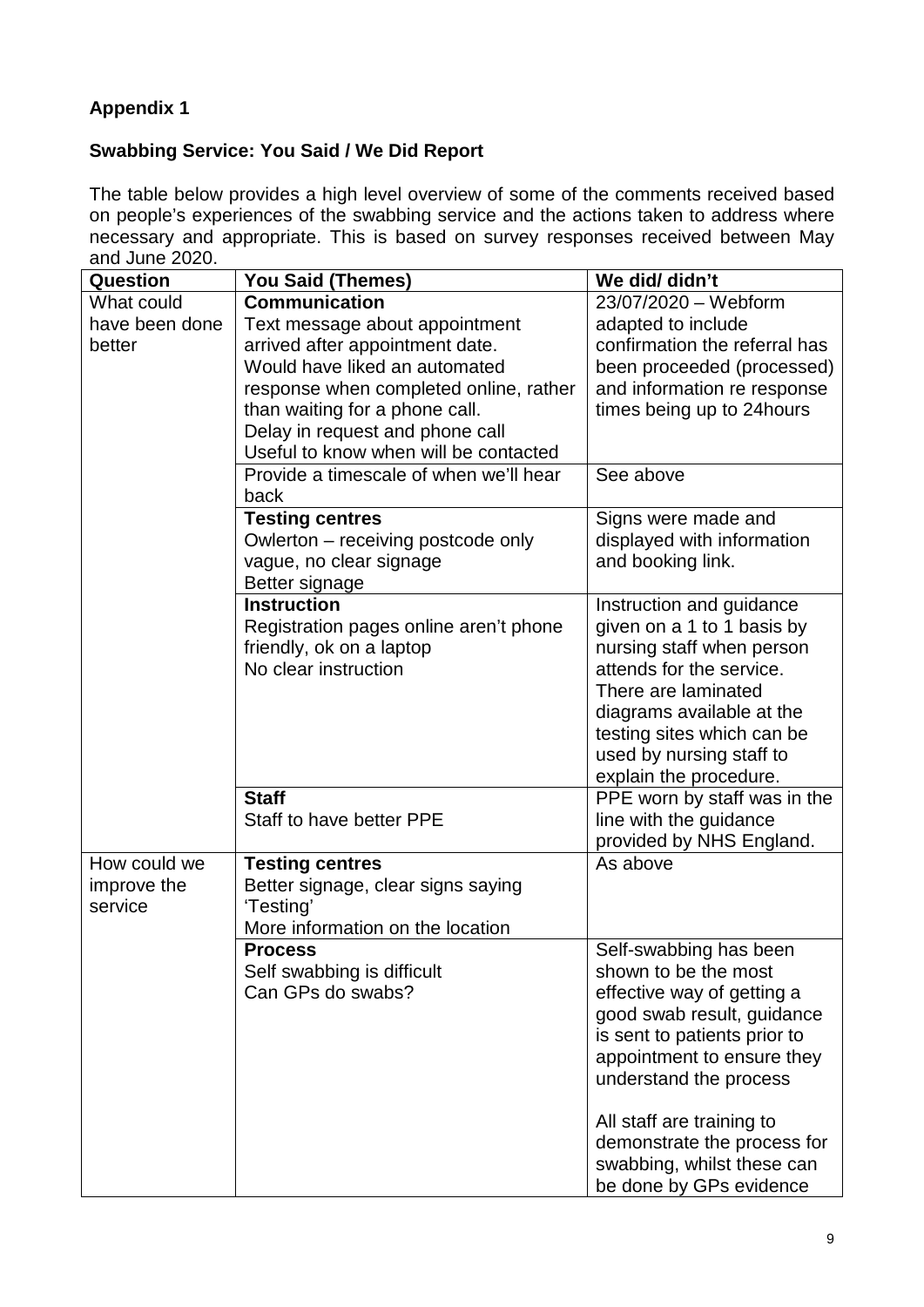**Appendix 1**

**Swabbing Service: You Said / We Did Report**

The table below provides a high level overview of some of the comments received based on people's experiences of the swabbing service and the actions taken to address where necessary and appropriate. This is based on survey responses received between May and June 2020.

| Question | You Said (Themes) | We did/ didn't |
|---|---|---|
| What could have been done better | **Communication**<br>Text message about appointment arrived after appointment date.<br>Would have liked an automated response when completed online, rather than waiting for a phone call.<br>Delay in request and phone call<br>Useful to know when will be contacted | 23/07/2020 – Webform adapted to include confirmation the referral has been proceeded (processed) and information re response times being up to 24hours |
| | Provide a timescale of when we'll hear back | See above |
| | **Testing centres**<br>Owlerton – receiving postcode only vague, no clear signage<br>Better signage | Signs were made and displayed with information and booking link. |
| | **Instruction**<br>Registration pages online aren't phone friendly, ok on a laptop<br>No clear instruction | Instruction and guidance given on a 1 to 1 basis by nursing staff when person attends for the service. There are laminated diagrams available at the testing sites which can be used by nursing staff to explain the procedure. |
| | **Staff**<br>Staff to have better PPE | PPE worn by staff was in the line with the guidance provided by NHS England. |
| How could we improve the service | **Testing centres**<br>Better signage, clear signs saying 'Testing'<br>More information on the location | As above |
| | **Process**<br>Self swabbing is difficult<br>Can GPs do swabs? | Self-swabbing has been shown to be the most effective way of getting a good swab result, guidance is sent to patients prior to appointment to ensure they understand the process<br><br>All staff are training to demonstrate the process for swabbing, whilst these can be done by GPs evidence |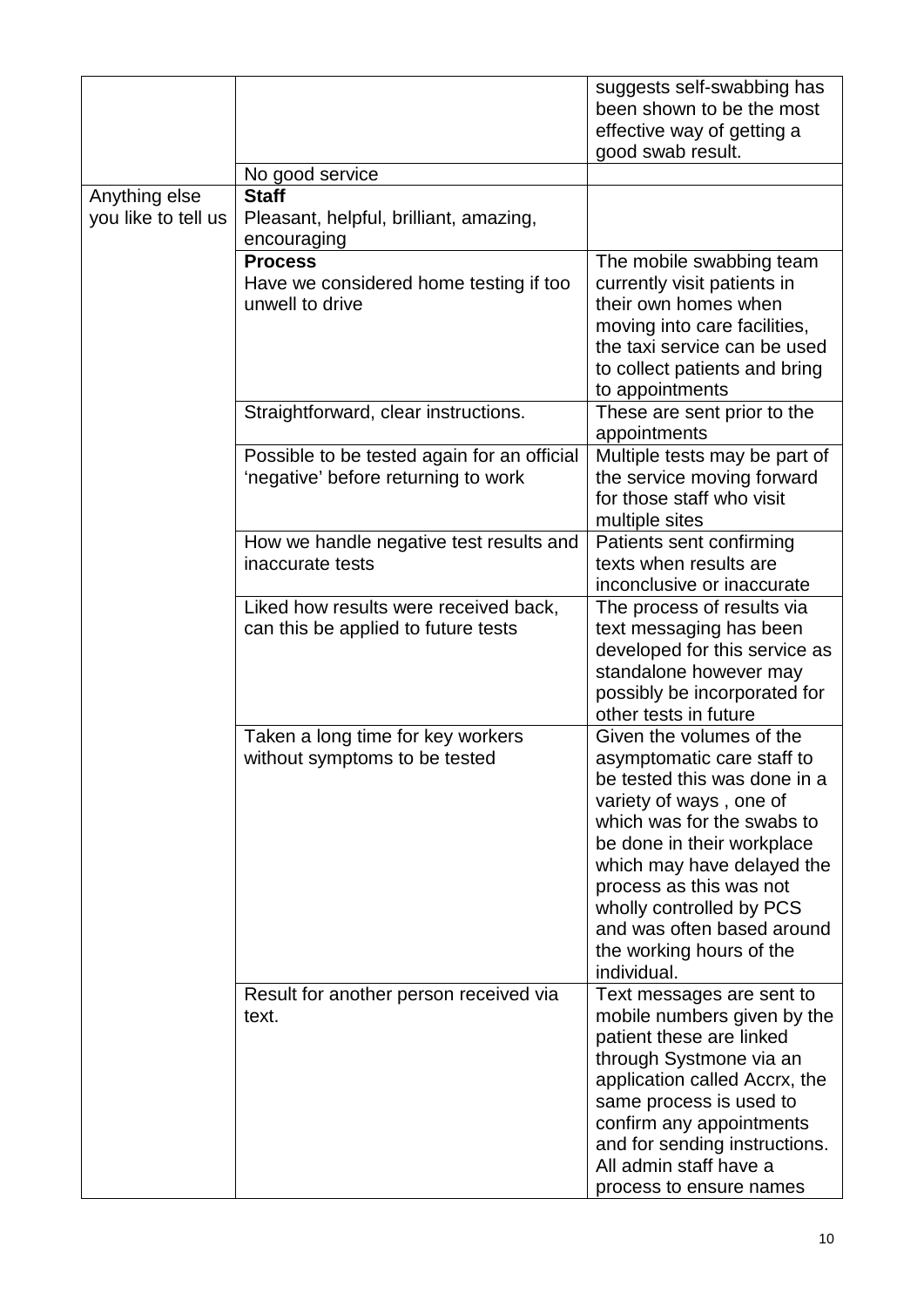| | | |
|---|---|---|
| | | suggests self-swabbing has been shown to be the most effective way of getting a good swab result. |
| | No good service | |
| Anything else you like to tell us | **Staff**<br>Pleasant, helpful, brilliant, amazing, encouraging | |
| | **Process**<br>Have we considered home testing if too unwell to drive | The mobile swabbing team currently visit patients in their own homes when moving into care facilities, the taxi service can be used to collect patients and bring to appointments |
| | Straightforward, clear instructions. | These are sent prior to the appointments |
| | Possible to be tested again for an official 'negative' before returning to work | Multiple tests may be part of the service moving forward for those staff who visit multiple sites |
| | How we handle negative test results and inaccurate tests | Patients sent confirming texts when results are inconclusive or inaccurate |
| | Liked how results were received back, can this be applied to future tests | The process of results via text messaging has been developed for this service as standalone however may possibly be incorporated for other tests in future |
| | Taken a long time for key workers without symptoms to be tested | Given the volumes of the asymptomatic care staff to be tested this was done in a variety of ways , one of which was for the swabs to be done in their workplace which may have delayed the process as this was not wholly controlled by PCS and was often based around the working hours of the individual. |
| | Result for another person received via text. | Text messages are sent to mobile numbers given by the patient these are linked through Systmone via an application called Accrx, the same process is used to confirm any appointments and for sending instructions. All admin staff have a process to ensure names |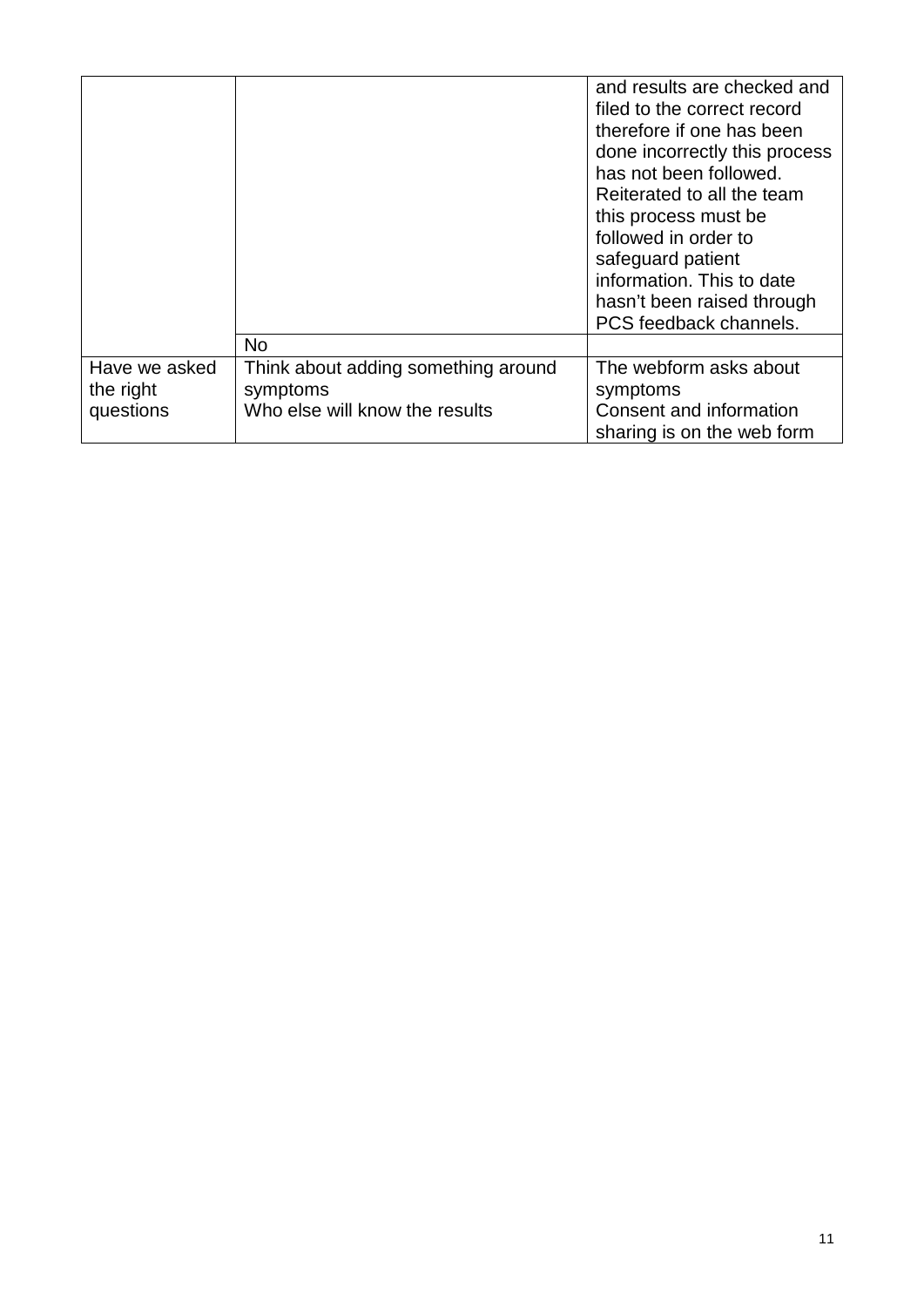| | | |
|---|---|---|
| | | and results are checked and filed to the correct record therefore if one has been done incorrectly this process has not been followed. Reiterated to all the team this process must be followed in order to safeguard patient information. This to date hasn't been raised through PCS feedback channels. |
| | No | |
| Have we asked the right questions | Think about adding something around symptoms<br>Who else will know the results | The webform asks about symptoms<br>Consent and information sharing is on the web form |